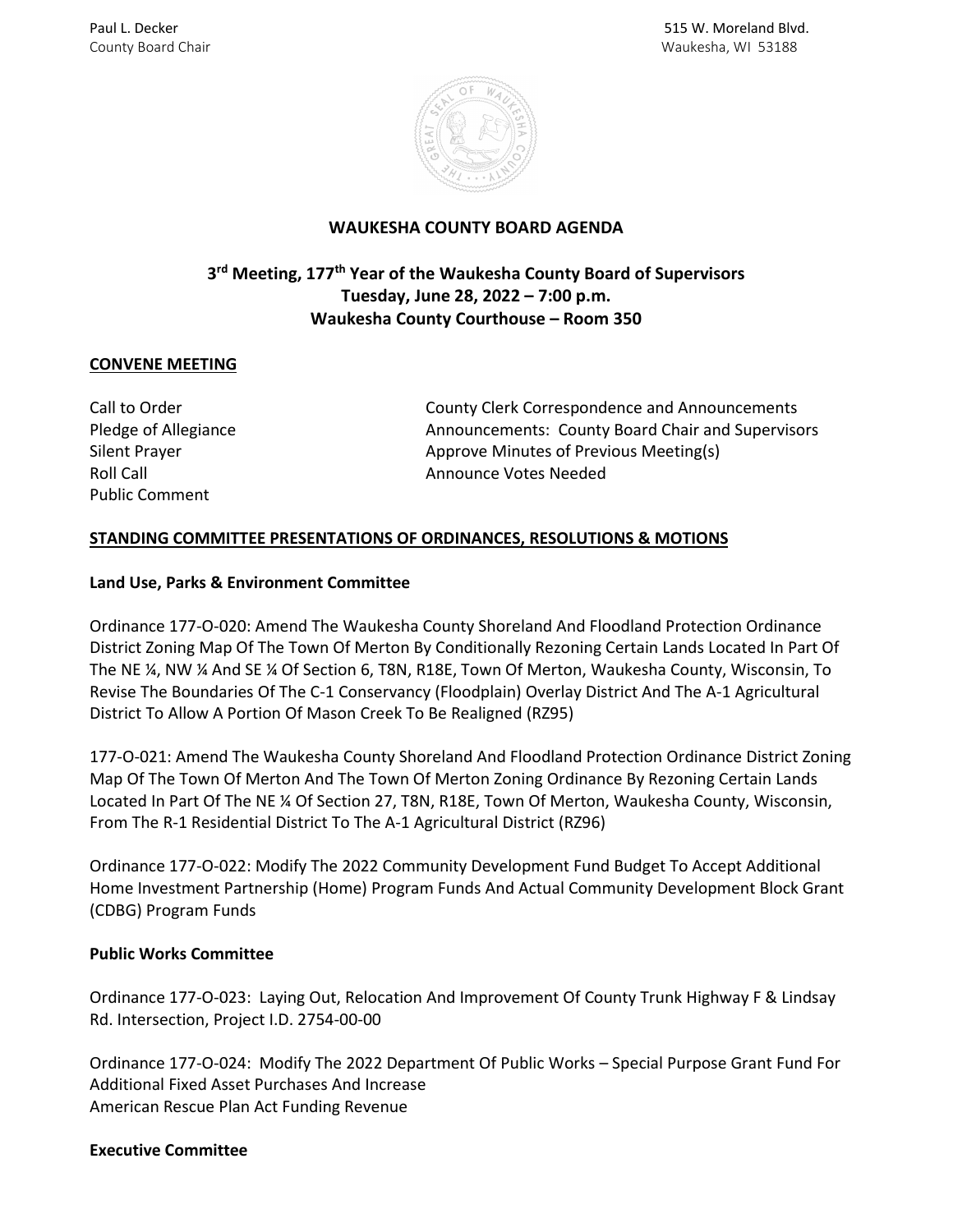Paul L. Decker
County Board Chair

515 W. Moreland Blvd.
Waukesha, WI 53188

# WAUKESHA COUNTY BOARD AGENDA

## 3rd Meeting, 177th Year of the Waukesha County Board of Supervisors
## Tuesday, June 28, 2022 – 7:00 p.m.
## Waukesha County Courthouse – Room 350

**CONVENE MEETING**

Call to Order
Pledge of Allegiance
Silent Prayer
Roll Call
Public Comment
County Clerk Correspondence and Announcements
Announcements: County Board Chair and Supervisors
Approve Minutes of Previous Meeting(s)
Announce Votes Needed

**STANDING COMMITTEE PRESENTATIONS OF ORDINANCES, RESOLUTIONS & MOTIONS**

**Land Use, Parks & Environment Committee**

Ordinance 177-O-020: Amend The Waukesha County Shoreland And Floodland Protection Ordinance District Zoning Map Of The Town Of Merton By Conditionally Rezoning Certain Lands Located In Part Of The NE ¼, NW ¼ And SE ¼ Of Section 6, T8N, R18E, Town Of Merton, Waukesha County, Wisconsin, To Revise The Boundaries Of The C-1 Conservancy (Floodplain) Overlay District And The A-1 Agricultural District To Allow A Portion Of Mason Creek To Be Realigned (RZ95)

177-O-021: Amend The Waukesha County Shoreland And Floodland Protection Ordinance District Zoning Map Of The Town Of Merton And The Town Of Merton Zoning Ordinance By Rezoning Certain Lands Located In Part Of The NE ¼ Of Section 27, T8N, R18E, Town Of Merton, Waukesha County, Wisconsin, From The R-1 Residential District To The A-1 Agricultural District (RZ96)

Ordinance 177-O-022: Modify The 2022 Community Development Fund Budget To Accept Additional Home Investment Partnership (Home) Program Funds And Actual Community Development Block Grant (CDBG) Program Funds

**Public Works Committee**

Ordinance 177-O-023: Laying Out, Relocation And Improvement Of County Trunk Highway F & Lindsay Rd. Intersection, Project I.D. 2754-00-00

Ordinance 177-O-024: Modify The 2022 Department Of Public Works – Special Purpose Grant Fund For Additional Fixed Asset Purchases And Increase
American Rescue Plan Act Funding Revenue

**Executive Committee**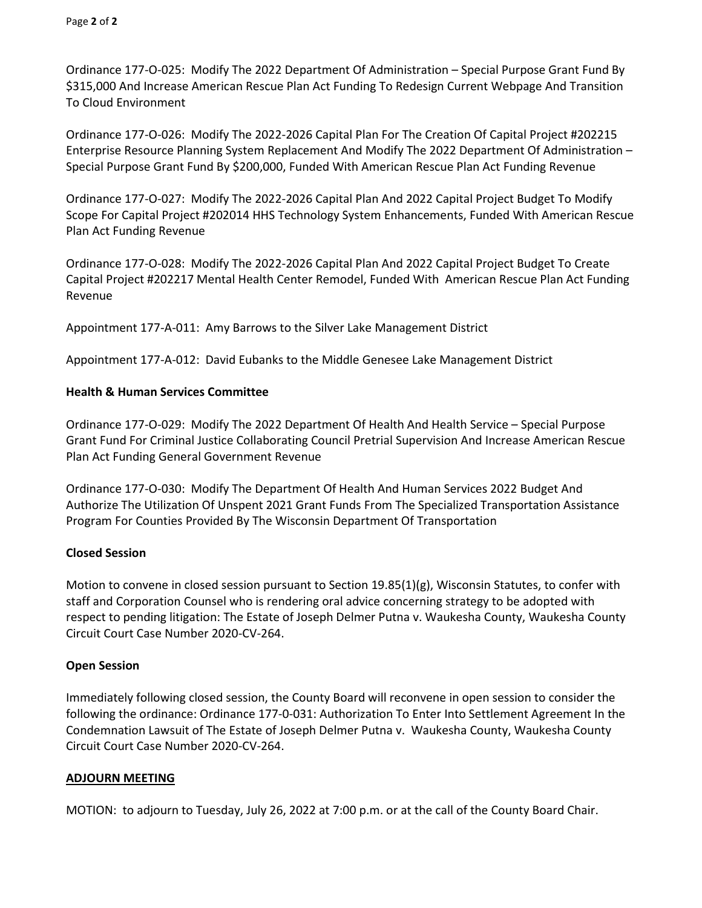Ordinance 177-O-025: Modify The 2022 Department Of Administration – Special Purpose Grant Fund By $315,000 And Increase American Rescue Plan Act Funding To Redesign Current Webpage And Transition To Cloud Environment

Ordinance 177-O-026: Modify The 2022-2026 Capital Plan For The Creation Of Capital Project #202215 Enterprise Resource Planning System Replacement And Modify The 2022 Department Of Administration – Special Purpose Grant Fund By $200,000, Funded With American Rescue Plan Act Funding Revenue

Ordinance 177-O-027: Modify The 2022-2026 Capital Plan And 2022 Capital Project Budget To Modify Scope For Capital Project #202014 HHS Technology System Enhancements, Funded With American Rescue Plan Act Funding Revenue

Ordinance 177-O-028: Modify The 2022-2026 Capital Plan And 2022 Capital Project Budget To Create Capital Project #202217 Mental Health Center Remodel, Funded With American Rescue Plan Act Funding Revenue

Appointment 177-A-011: Amy Barrows to the Silver Lake Management District

Appointment 177-A-012: David Eubanks to the Middle Genesee Lake Management District

**Health & Human Services Committee**

Ordinance 177-O-029: Modify The 2022 Department Of Health And Health Service – Special Purpose Grant Fund For Criminal Justice Collaborating Council Pretrial Supervision And Increase American Rescue Plan Act Funding General Government Revenue

Ordinance 177-O-030: Modify The Department Of Health And Human Services 2022 Budget And Authorize The Utilization Of Unspent 2021 Grant Funds From The Specialized Transportation Assistance Program For Counties Provided By The Wisconsin Department Of Transportation

**Closed Session**

Motion to convene in closed session pursuant to Section 19.85(1)(g), Wisconsin Statutes, to confer with staff and Corporation Counsel who is rendering oral advice concerning strategy to be adopted with respect to pending litigation: The Estate of Joseph Delmer Putna v. Waukesha County, Waukesha County Circuit Court Case Number 2020-CV-264.

**Open Session**

Immediately following closed session, the County Board will reconvene in open session to consider the following the ordinance: Ordinance 177-0-031: Authorization To Enter Into Settlement Agreement In the Condemnation Lawsuit of The Estate of Joseph Delmer Putna v. Waukesha County, Waukesha County Circuit Court Case Number 2020-CV-264.

**ADJOURN MEETING**

MOTION: to adjourn to Tuesday, July 26, 2022 at 7:00 p.m. or at the call of the County Board Chair.